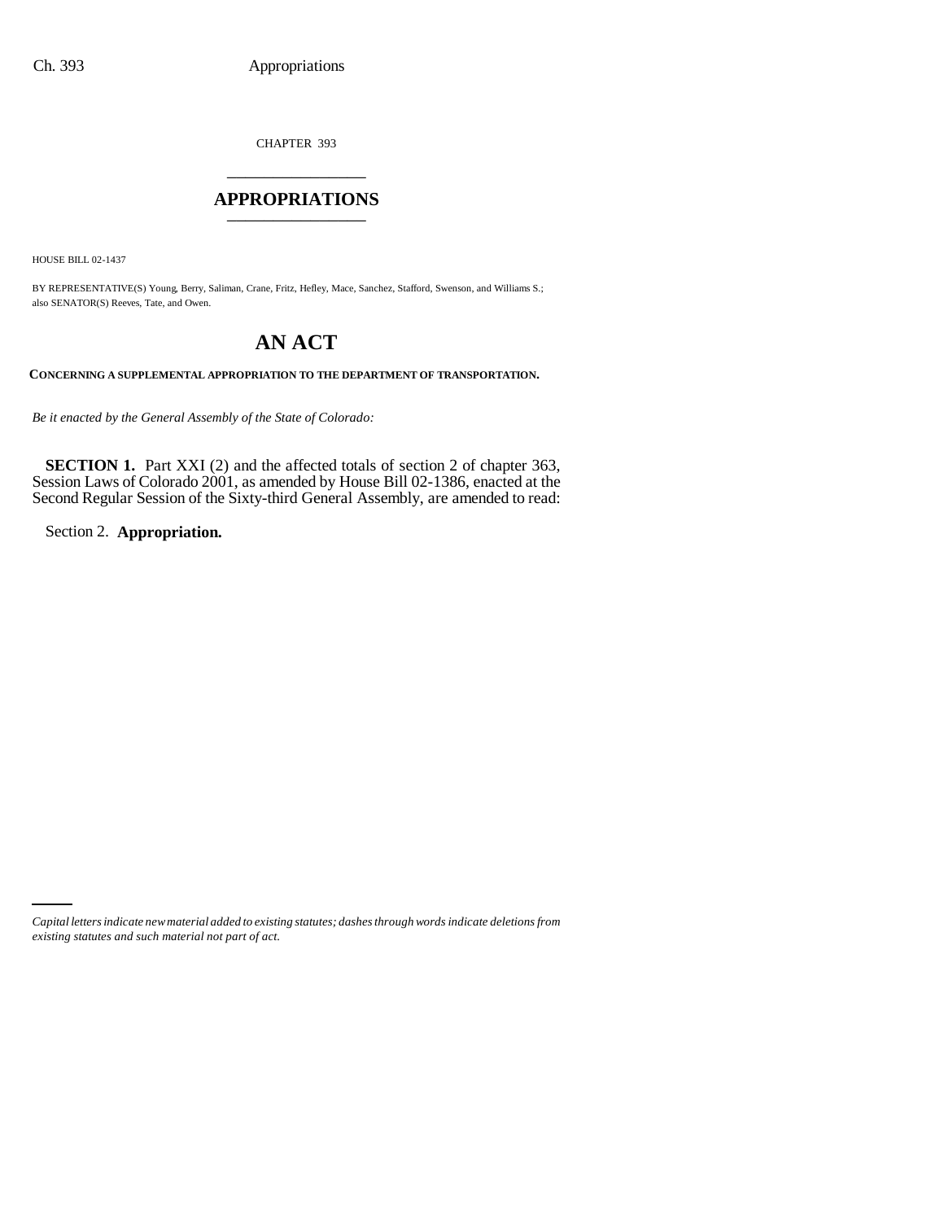CHAPTER 393

## APPROPRIATIONS

HOUSE BILL 02-1437

BY REPRESENTATIVE(S) Young, Berry, Saliman, Crane, Fritz, Hefley, Mace, Sanchez, Stafford, Swenson, and Williams S.; also SENATOR(S) Reeves, Tate, and Owen.

# AN ACT

**CONCERNING A SUPPLEMENTAL APPROPRIATION TO THE DEPARTMENT OF TRANSPORTATION.**

*Be it enacted by the General Assembly of the State of Colorado:*

**SECTION 1.** Part XXI (2) and the affected totals of section 2 of chapter 363, Session Laws of Colorado 2001, as amended by House Bill 02-1386, enacted at the Second Regular Session of the Sixty-third General Assembly, are amended to read:

Section 2. **Appropriation.**

*Capital letters indicate new material added to existing statutes; dashes through words indicate deletions from existing statutes and such material not part of act.*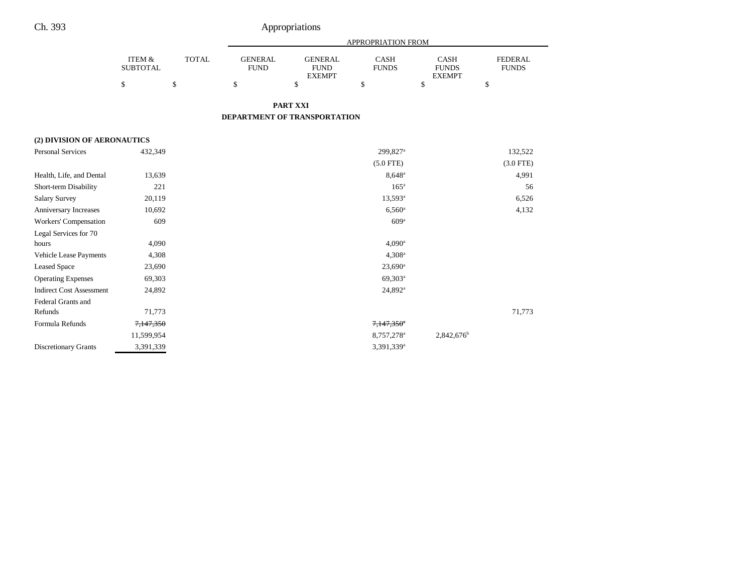## PART XXI
## DEPARTMENT OF TRANSPORTATION

| | ITEM & SUBTOTAL | TOTAL | GENERAL FUND | GENERAL FUND EXEMPT | CASH FUNDS | CASH FUNDS EXEMPT | FEDERAL FUNDS |
|---|---|---|---|---|---|---|---|
| | $ | $ | $ | $ | $ | $ | $ |
| **(2) DIVISION OF AERONAUTICS** | | | | | | | |
| Personal Services | 432,349 | | | | 299,827[a] | | 132,522 |
| | | | | | (5.0 FTE) | | (3.0 FTE) |
| Health, Life, and Dental | 13,639 | | | | 8,648[a] | | 4,991 |
| Short-term Disability | 221 | | | | 165[a] | | 56 |
| Salary Survey | 20,119 | | | | 13,593[a] | | 6,526 |
| Anniversary Increases | 10,692 | | | | 6,560[a] | | 4,132 |
| Workers' Compensation | 609 | | | | 609[a] | | |
| Legal Services for 70 hours | 4,090 | | | | 4,090[a] | | |
| Vehicle Lease Payments | 4,308 | | | | 4,308[a] | | |
| Leased Space | 23,690 | | | | 23,690[a] | | |
| Operating Expenses | 69,303 | | | | 69,303[a] | | |
| Indirect Cost Assessment | 24,892 | | | | 24,892[a] | | |
| Federal Grants and Refunds | 71,773 | | | | | | 71,773 |
| Formula Refunds | ~~7,147,350~~ | | | | ~~7,147,350[a]~~ | | |
| | 11,599,954 | | | | 8,757,278[a] | 2,842,676[b] | |
| Discretionary Grants | 3,391,339 | | | | 3,391,339[a] | | |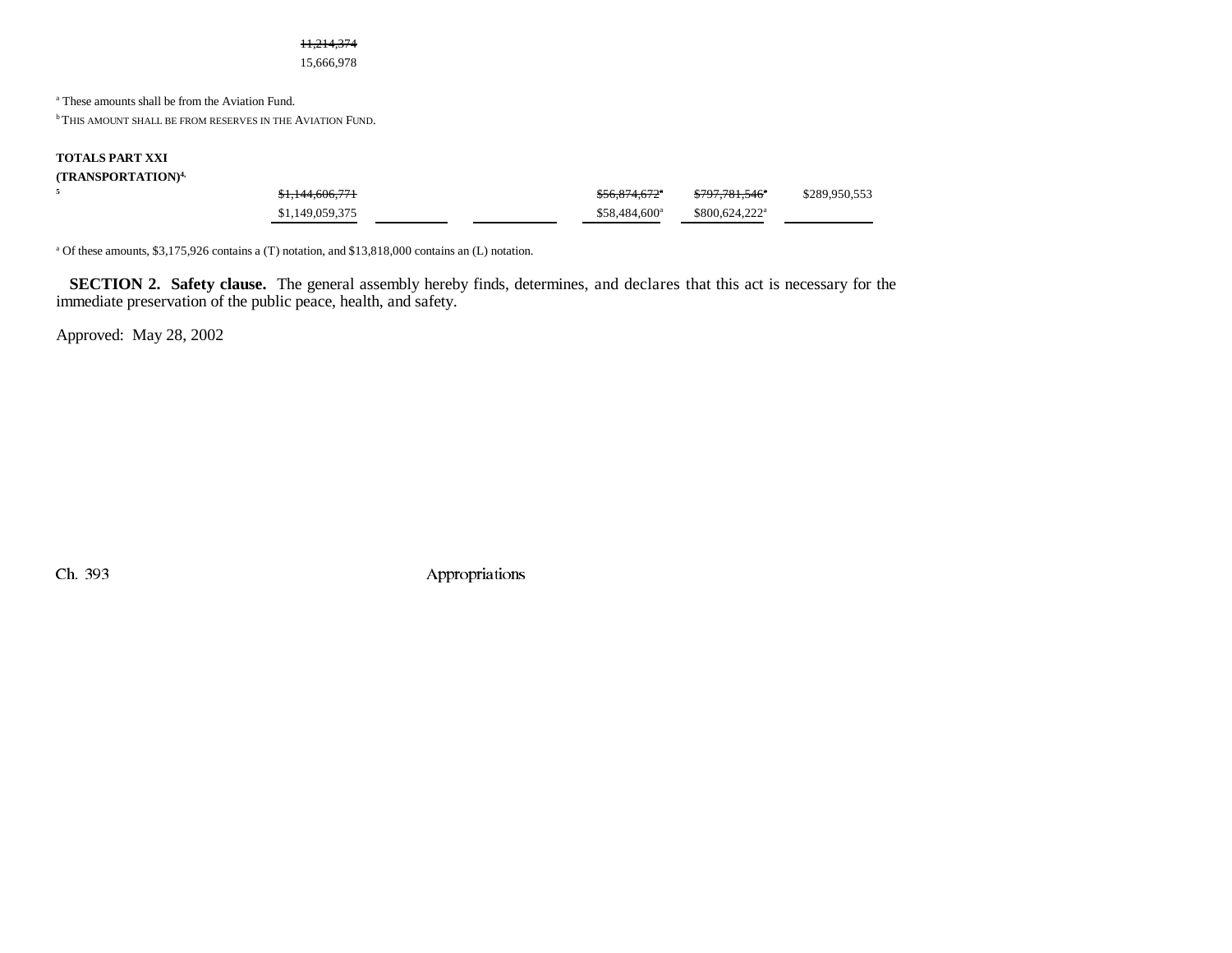~~11,214,374~~
15,666,978

[a] These amounts shall be from the Aviation Fund.

[b] THIS AMOUNT SHALL BE FROM RESERVES IN THE AVIATION FUND.

| | | | | | | |
|---|---|---|---|---|---|---|
| **TOTALS PART XXI (TRANSPORTATION)**[4, 5] | ~~$1,144,606,771~~ | | | ~~$56,874,672[a]~~ | ~~$797,781,546[a]~~ | $289,950,553 |
| | $1,149,059,375 | | | $58,484,600[a] | $800,624,222[a] | |

[a] Of these amounts, $3,175,926 contains a (T) notation, and $13,818,000 contains an (L) notation.

**SECTION 2. Safety clause.** The general assembly hereby finds, determines, and declares that this act is necessary for the immediate preservation of the public peace, health, and safety.

Approved: May 28, 2002